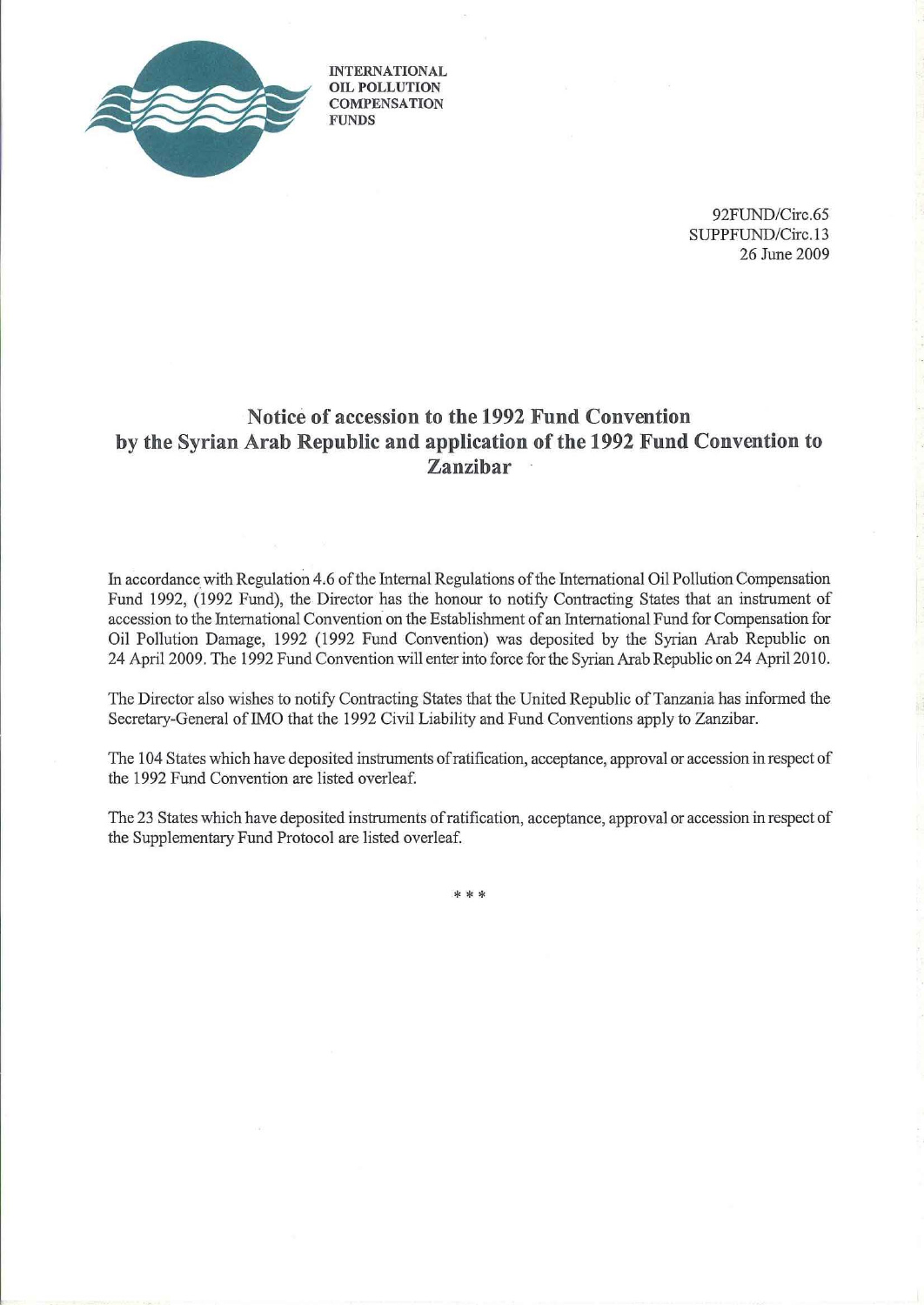INTERNATIONAL
OIL POLLUTION
COMPENSATION
FUNDS

92FUND/Circ.65
SUPPFUND/Circ.13
26 June 2009

# Notice of accession to the 1992 Fund Convention by the Syrian Arab Republic and application of the 1992 Fund Convention to Zanzibar

In accordance with Regulation 4.6 of the Internal Regulations of the International Oil Pollution Compensation Fund 1992, (1992 Fund), the Director has the honour to notify Contracting States that an instrument of accession to the International Convention on the Establishment of an International Fund for Compensation for Oil Pollution Damage, 1992 (1992 Fund Convention) was deposited by the Syrian Arab Republic on 24 April 2009. The 1992 Fund Convention will enter into force for the Syrian Arab Republic on 24 April 2010.

The Director also wishes to notify Contracting States that the United Republic of Tanzania has informed the Secretary-General of IMO that the 1992 Civil Liability and Fund Conventions apply to Zanzibar.

The 104 States which have deposited instruments of ratification, acceptance, approval or accession in respect of the 1992 Fund Convention are listed overleaf.

The 23 States which have deposited instruments of ratification, acceptance, approval or accession in respect of the Supplementary Fund Protocol are listed overleaf.

\* \* \*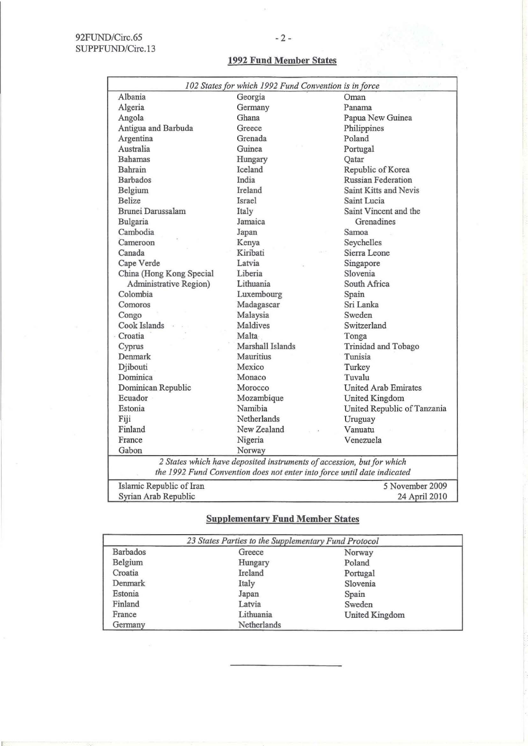## 1992 Fund Member States

| *102 States for which 1992 Fund Convention is in force* | | |
|---|---|---|
| Albania | Georgia | Oman |
| Algeria | Germany | Panama |
| Angola | Ghana | Papua New Guinea |
| Antigua and Barbuda | Greece | Philippines |
| Argentina | Grenada | Poland |
| Australia | Guinea | Portugal |
| Bahamas | Hungary | Qatar |
| Bahrain | Iceland | Republic of Korea |
| Barbados | India | Russian Federation |
| Belgium | Ireland | Saint Kitts and Nevis |
| Belize | Israel | Saint Lucia |
| Brunei Darussalam | Italy | Saint Vincent and the Grenadines |
| Bulgaria | Jamaica | |
| Cambodia | Japan | Samoa |
| Cameroon | Kenya | Seychelles |
| Canada | Kiribati | Sierra Leone |
| Cape Verde | Latvia | Singapore |
| China (Hong Kong Special Administrative Region) | Liberia | Slovenia |
| | Lithuania | South Africa |
| Colombia | Luxembourg | Spain |
| Comoros | Madagascar | Sri Lanka |
| Congo | Malaysia | Sweden |
| Cook Islands | Maldives | Switzerland |
| Croatia | Malta | Tonga |
| Cyprus | Marshall Islands | Trinidad and Tobago |
| Denmark | Mauritius | Tunisia |
| Djibouti | Mexico | Turkey |
| Dominica | Monaco | Tuvalu |
| Dominican Republic | Morocco | United Arab Emirates |
| Ecuador | Mozambique | United Kingdom |
| Estonia | Namibia | United Republic of Tanzania |
| Fiji | Netherlands | Uruguay |
| Finland | New Zealand | Vanuatu |
| France | Nigeria | Venezuela |
| Gabon | Norway | |

| *2 States which have deposited instruments of accession, but for which the 1992 Fund Convention does not enter into force until date indicated* | |
|---|---|
| Islamic Republic of Iran | 5 November 2009 |
| Syrian Arab Republic | 24 April 2010 |

## Supplementary Fund Member States

| *23 States Parties to the Supplementary Fund Protocol* | | |
|---|---|---|
| Barbados | Greece | Norway |
| Belgium | Hungary | Poland |
| Croatia | Ireland | Portugal |
| Denmark | Italy | Slovenia |
| Estonia | Japan | Spain |
| Finland | Latvia | Sweden |
| France | Lithuania | United Kingdom |
| Germany | Netherlands | |